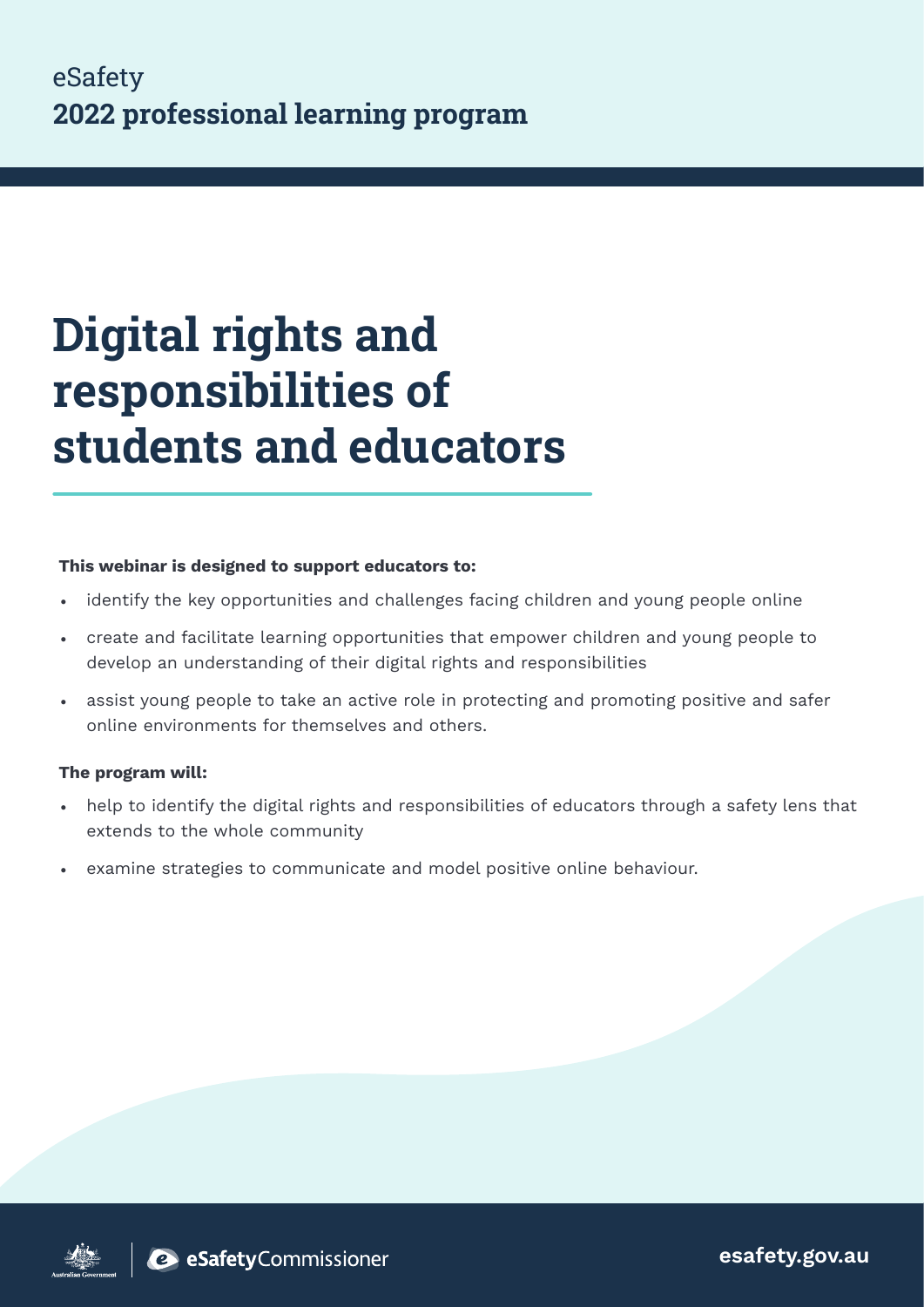eSafety
**2022 professional learning program**

# Digital rights and responsibilities of students and educators

**This webinar is designed to support educators to:**

- identify the key opportunities and challenges facing children and young people online
- create and facilitate learning opportunities that empower children and young people to develop an understanding of their digital rights and responsibilities
- assist young people to take an active role in protecting and promoting positive and safer online environments for themselves and others.

**The program will:**

- help to identify the digital rights and responsibilities of educators through a safety lens that extends to the whole community
- examine strategies to communicate and model positive online behaviour.

Australian Government | eSafetyCommissioner

esafety.gov.au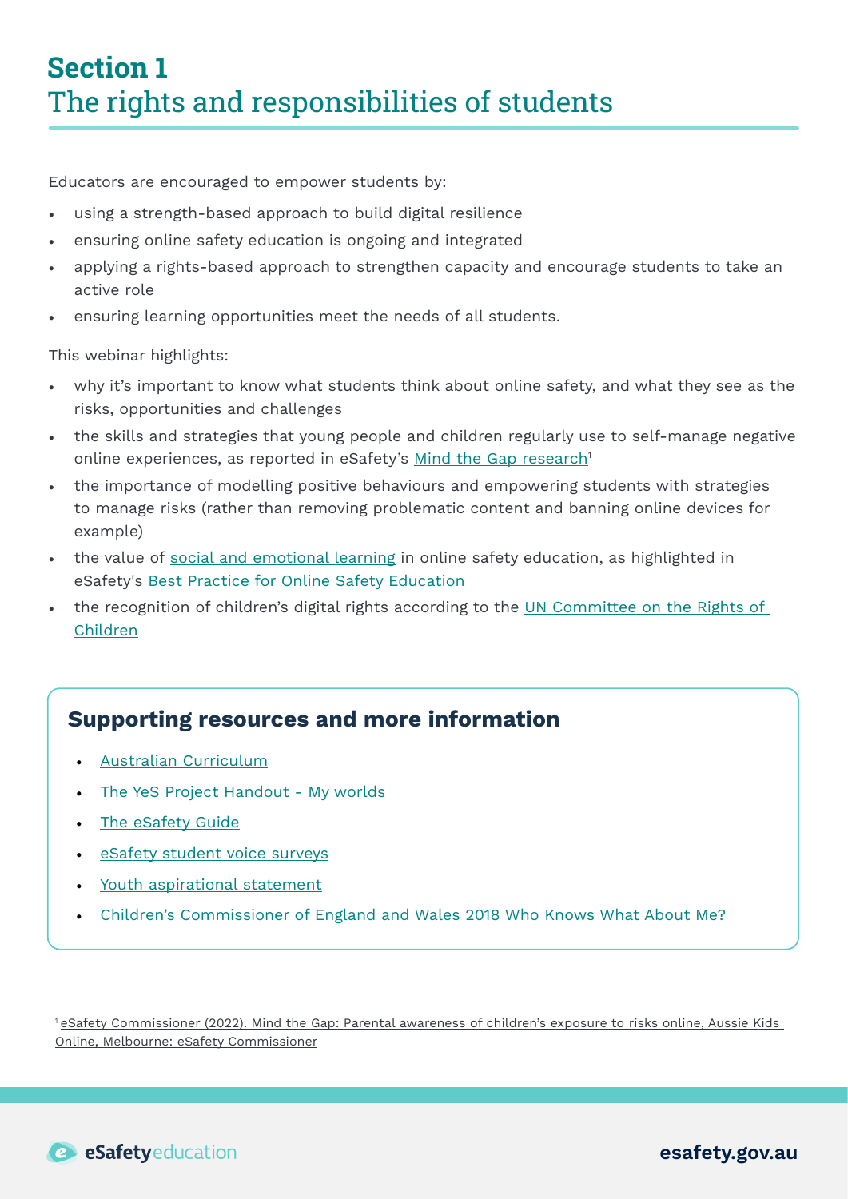# Section 1
## The rights and responsibilities of students

Educators are encouraged to empower students by:

- using a strength-based approach to build digital resilience
- ensuring online safety education is ongoing and integrated
- applying a rights-based approach to strengthen capacity and encourage students to take an active role
- ensuring learning opportunities meet the needs of all students.

This webinar highlights:

- why it's important to know what students think about online safety, and what they see as the risks, opportunities and challenges
- the skills and strategies that young people and children regularly use to self-manage negative online experiences, as reported in eSafety's Mind the Gap research[1]
- the importance of modelling positive behaviours and empowering students with strategies to manage risks (rather than removing problematic content and banning online devices for example)
- the value of social and emotional learning in online safety education, as highlighted in eSafety's Best Practice for Online Safety Education
- the recognition of children's digital rights according to the UN Committee on the Rights of Children

### Supporting resources and more information

- Australian Curriculum
- The YeS Project Handout - My worlds
- The eSafety Guide
- eSafety student voice surveys
- Youth aspirational statement
- Children's Commissioner of England and Wales 2018 Who Knows What About Me?

[1] eSafety Commissioner (2022). Mind the Gap: Parental awareness of children's exposure to risks online, Aussie Kids Online, Melbourne: eSafety Commissioner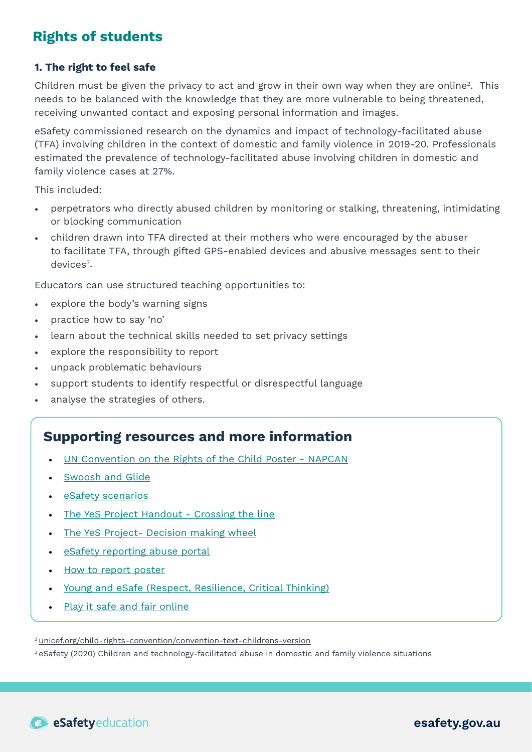## Rights of students

### 1. The right to feel safe

Children must be given the privacy to act and grow in their own way when they are online[2]. This needs to be balanced with the knowledge that they are more vulnerable to being threatened, receiving unwanted contact and exposing personal information and images.

eSafety commissioned research on the dynamics and impact of technology-facilitated abuse (TFA) involving children in the context of domestic and family violence in 2019-20. Professionals estimated the prevalence of technology-facilitated abuse involving children in domestic and family violence cases at 27%.

This included:

- perpetrators who directly abused children by monitoring or stalking, threatening, intimidating or blocking communication
- children drawn into TFA directed at their mothers who were encouraged by the abuser to facilitate TFA, through gifted GPS-enabled devices and abusive messages sent to their devices[3].

Educators can use structured teaching opportunities to:

- explore the body's warning signs
- practice how to say 'no'
- learn about the technical skills needed to set privacy settings
- explore the responsibility to report
- unpack problematic behaviours
- support students to identify respectful or disrespectful language
- analyse the strategies of others.

## Supporting resources and more information

- UN Convention on the Rights of the Child Poster - NAPCAN
- Swoosh and Glide
- eSafety scenarios
- The YeS Project Handout - Crossing the line
- The YeS Project- Decision making wheel
- eSafety reporting abuse portal
- How to report poster
- Young and eSafe (Respect, Resilience, Critical Thinking)
- Play it safe and fair online

[2] unicef.org/child-rights-convention/convention-text-childrens-version

[3] eSafety (2020) Children and technology-facilitated abuse in domestic and family violence situations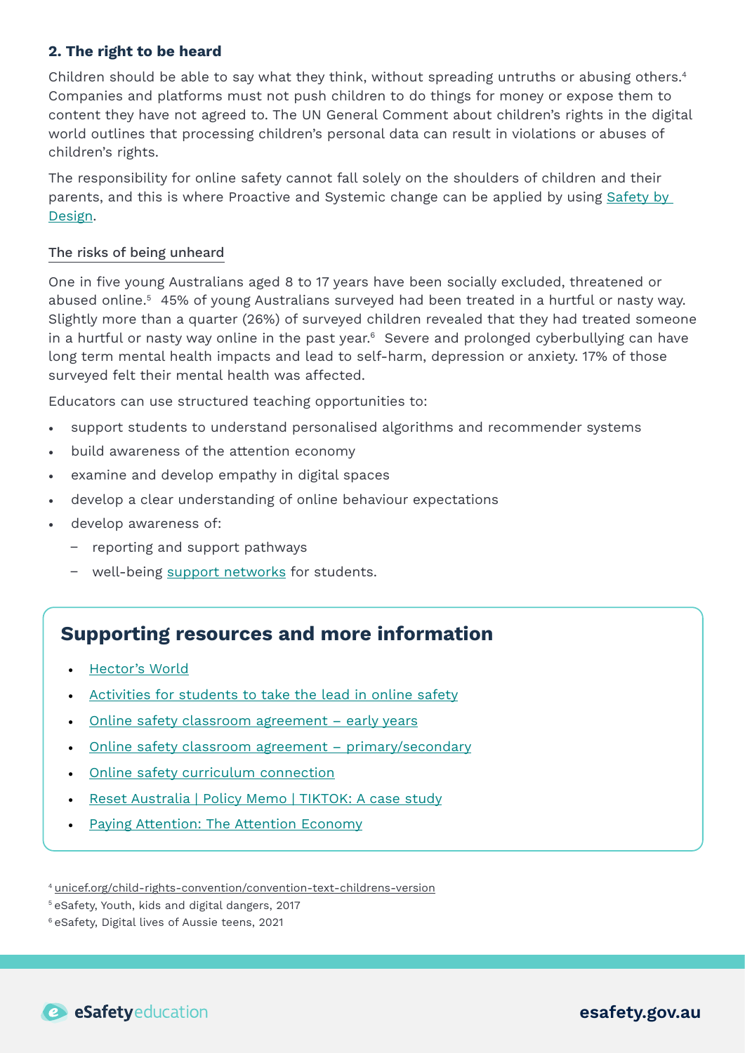### 2. The right to be heard

Children should be able to say what they think, without spreading untruths or abusing others.[4] Companies and platforms must not push children to do things for money or expose them to content they have not agreed to. The UN General Comment about children's rights in the digital world outlines that processing children's personal data can result in violations or abuses of children's rights.

The responsibility for online safety cannot fall solely on the shoulders of children and their parents, and this is where Proactive and Systemic change can be applied by using Safety by Design.

#### The risks of being unheard

One in five young Australians aged 8 to 17 years have been socially excluded, threatened or abused online.[5] 45% of young Australians surveyed had been treated in a hurtful or nasty way. Slightly more than a quarter (26%) of surveyed children revealed that they had treated someone in a hurtful or nasty way online in the past year.[6] Severe and prolonged cyberbullying can have long term mental health impacts and lead to self-harm, depression or anxiety. 17% of those surveyed felt their mental health was affected.

Educators can use structured teaching opportunities to:

- support students to understand personalised algorithms and recommender systems
- build awareness of the attention economy
- examine and develop empathy in digital spaces
- develop a clear understanding of online behaviour expectations
- develop awareness of:
  - reporting and support pathways
  - well-being support networks for students.

## Supporting resources and more information

- Hector's World
- Activities for students to take the lead in online safety
- Online safety classroom agreement – early years
- Online safety classroom agreement – primary/secondary
- Online safety curriculum connection
- Reset Australia | Policy Memo | TIKTOK: A case study
- Paying Attention: The Attention Economy

[4] unicef.org/child-rights-convention/convention-text-childrens-version

[5] eSafety, Youth, kids and digital dangers, 2017

[6] eSafety, Digital lives of Aussie teens, 2021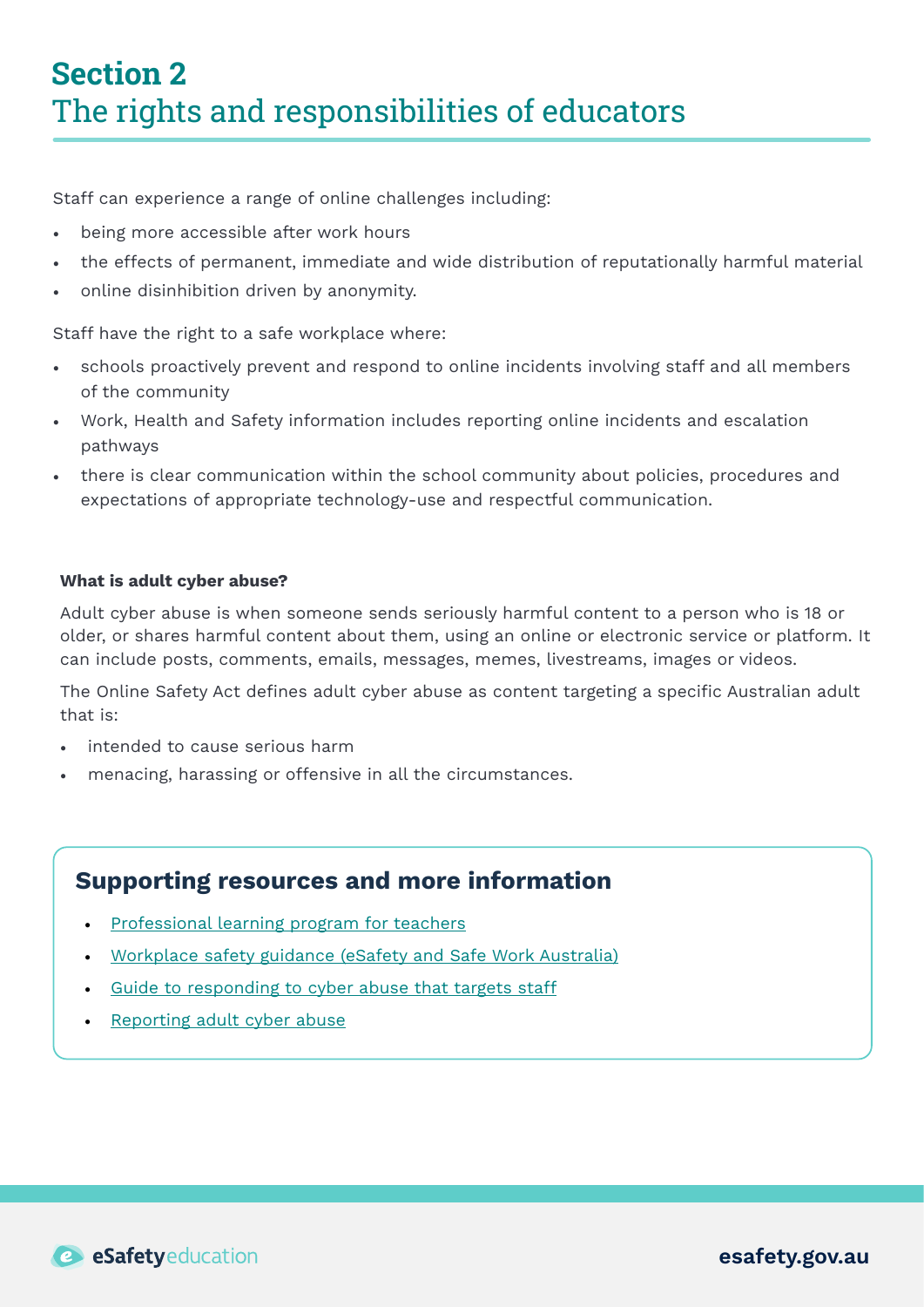# Section 2
## The rights and responsibilities of educators

Staff can experience a range of online challenges including:

- being more accessible after work hours
- the effects of permanent, immediate and wide distribution of reputationally harmful material
- online disinhibition driven by anonymity.

Staff have the right to a safe workplace where:

- schools proactively prevent and respond to online incidents involving staff and all members of the community
- Work, Health and Safety information includes reporting online incidents and escalation pathways
- there is clear communication within the school community about policies, procedures and expectations of appropriate technology-use and respectful communication.

**What is adult cyber abuse?**

Adult cyber abuse is when someone sends seriously harmful content to a person who is 18 or older, or shares harmful content about them, using an online or electronic service or platform. It can include posts, comments, emails, messages, memes, livestreams, images or videos.

The Online Safety Act defines adult cyber abuse as content targeting a specific Australian adult that is:

- intended to cause serious harm
- menacing, harassing or offensive in all the circumstances.

### Supporting resources and more information

- Professional learning program for teachers
- Workplace safety guidance (eSafety and Safe Work Australia)
- Guide to responding to cyber abuse that targets staff
- Reporting adult cyber abuse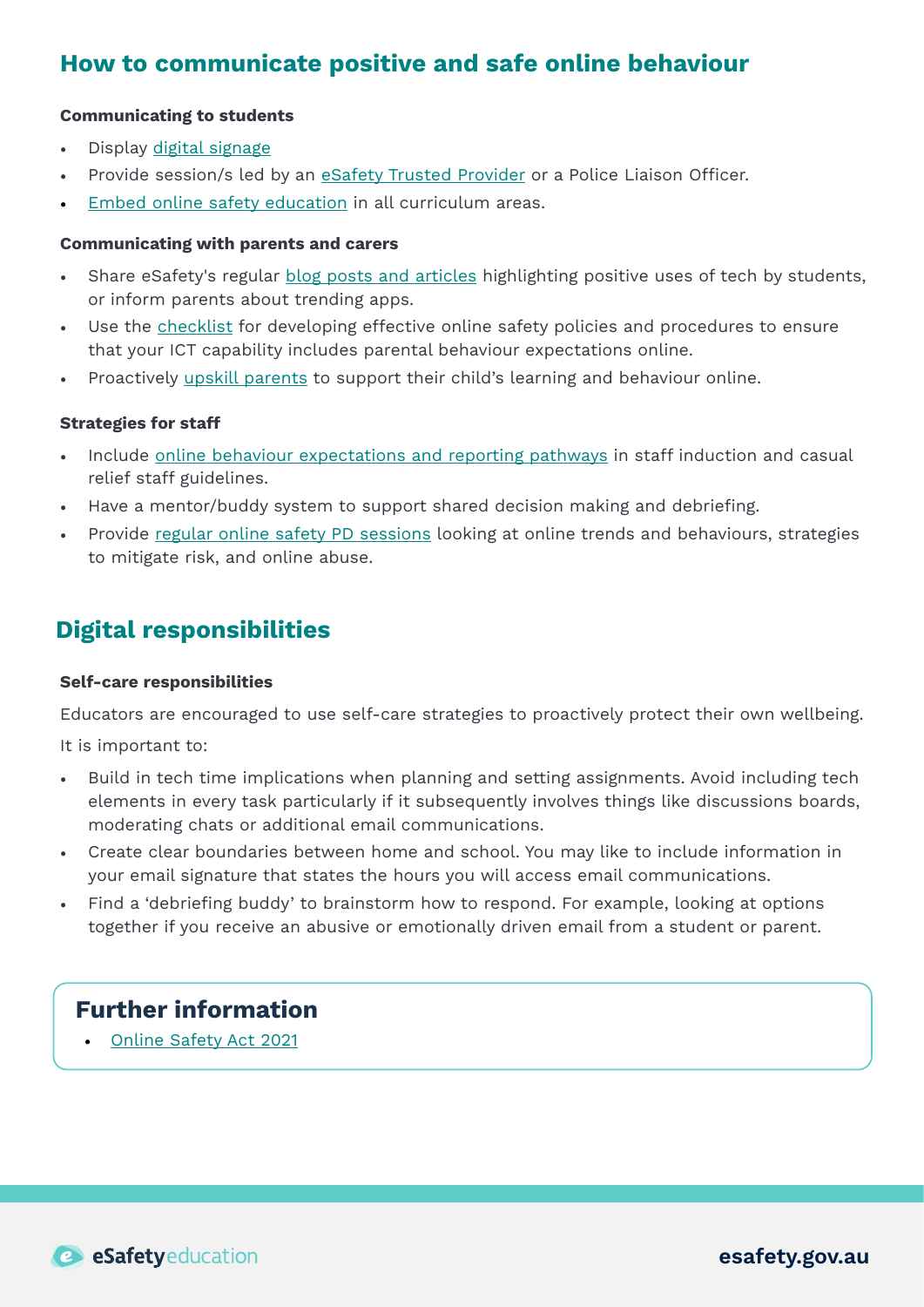## How to communicate positive and safe online behaviour

**Communicating to students**

- Display digital signage
- Provide session/s led by an eSafety Trusted Provider or a Police Liaison Officer.
- Embed online safety education in all curriculum areas.

**Communicating with parents and carers**

- Share eSafety's regular blog posts and articles highlighting positive uses of tech by students, or inform parents about trending apps.
- Use the checklist for developing effective online safety policies and procedures to ensure that your ICT capability includes parental behaviour expectations online.
- Proactively upskill parents to support their child's learning and behaviour online.

**Strategies for staff**

- Include online behaviour expectations and reporting pathways in staff induction and casual relief staff guidelines.
- Have a mentor/buddy system to support shared decision making and debriefing.
- Provide regular online safety PD sessions looking at online trends and behaviours, strategies to mitigate risk, and online abuse.

## Digital responsibilities

**Self-care responsibilities**

Educators are encouraged to use self-care strategies to proactively protect their own wellbeing.

It is important to:

- Build in tech time implications when planning and setting assignments. Avoid including tech elements in every task particularly if it subsequently involves things like discussions boards, moderating chats or additional email communications.
- Create clear boundaries between home and school. You may like to include information in your email signature that states the hours you will access email communications.
- Find a 'debriefing buddy' to brainstorm how to respond. For example, looking at options together if you receive an abusive or emotionally driven email from a student or parent.

### Further information

- Online Safety Act 2021